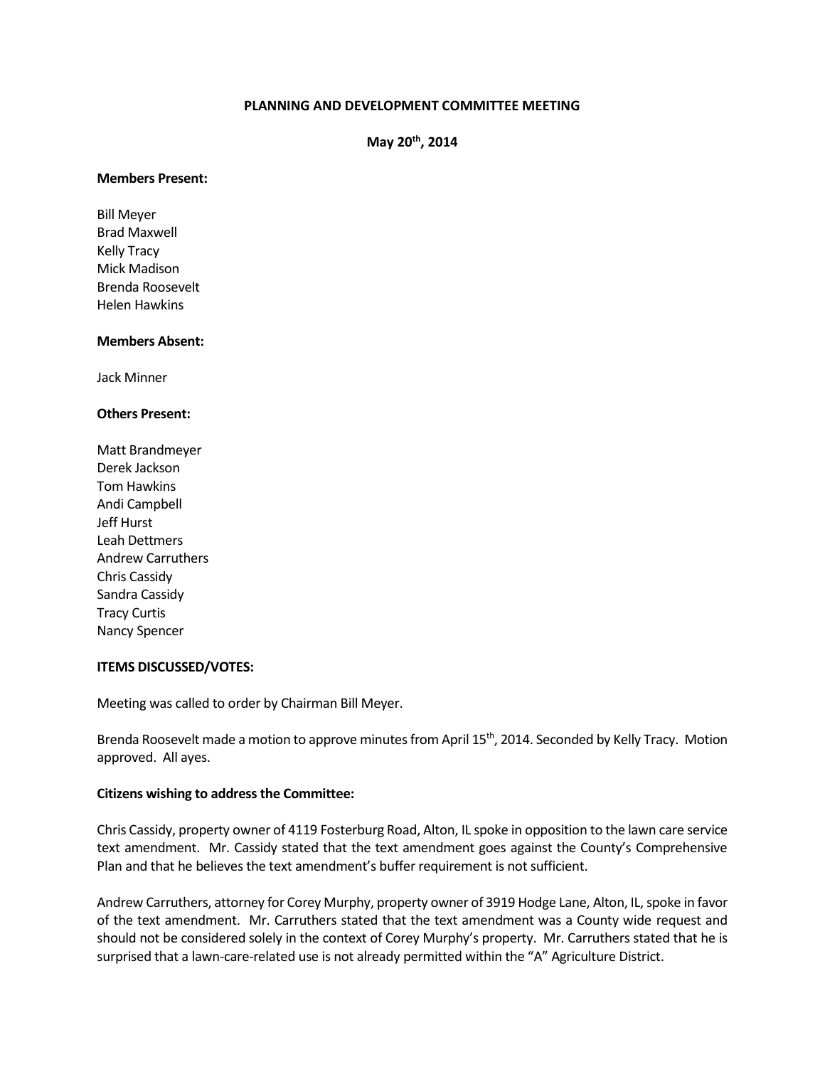# PLANNING AND DEVELOPMENT COMMITTEE MEETING

## May 20th, 2014

**Members Present:**

Bill Meyer
Brad Maxwell
Kelly Tracy
Mick Madison
Brenda Roosevelt
Helen Hawkins

**Members Absent:**

Jack Minner

**Others Present:**

Matt Brandmeyer
Derek Jackson
Tom Hawkins
Andi Campbell
Jeff Hurst
Leah Dettmers
Andrew Carruthers
Chris Cassidy
Sandra Cassidy
Tracy Curtis
Nancy Spencer

**ITEMS DISCUSSED/VOTES:**

Meeting was called to order by Chairman Bill Meyer.

Brenda Roosevelt made a motion to approve minutes from April 15th, 2014. Seconded by Kelly Tracy. Motion approved. All ayes.

**Citizens wishing to address the Committee:**

Chris Cassidy, property owner of 4119 Fosterburg Road, Alton, IL spoke in opposition to the lawn care service text amendment. Mr. Cassidy stated that the text amendment goes against the County's Comprehensive Plan and that he believes the text amendment's buffer requirement is not sufficient.

Andrew Carruthers, attorney for Corey Murphy, property owner of 3919 Hodge Lane, Alton, IL, spoke in favor of the text amendment. Mr. Carruthers stated that the text amendment was a County wide request and should not be considered solely in the context of Corey Murphy's property. Mr. Carruthers stated that he is surprised that a lawn-care-related use is not already permitted within the "A" Agriculture District.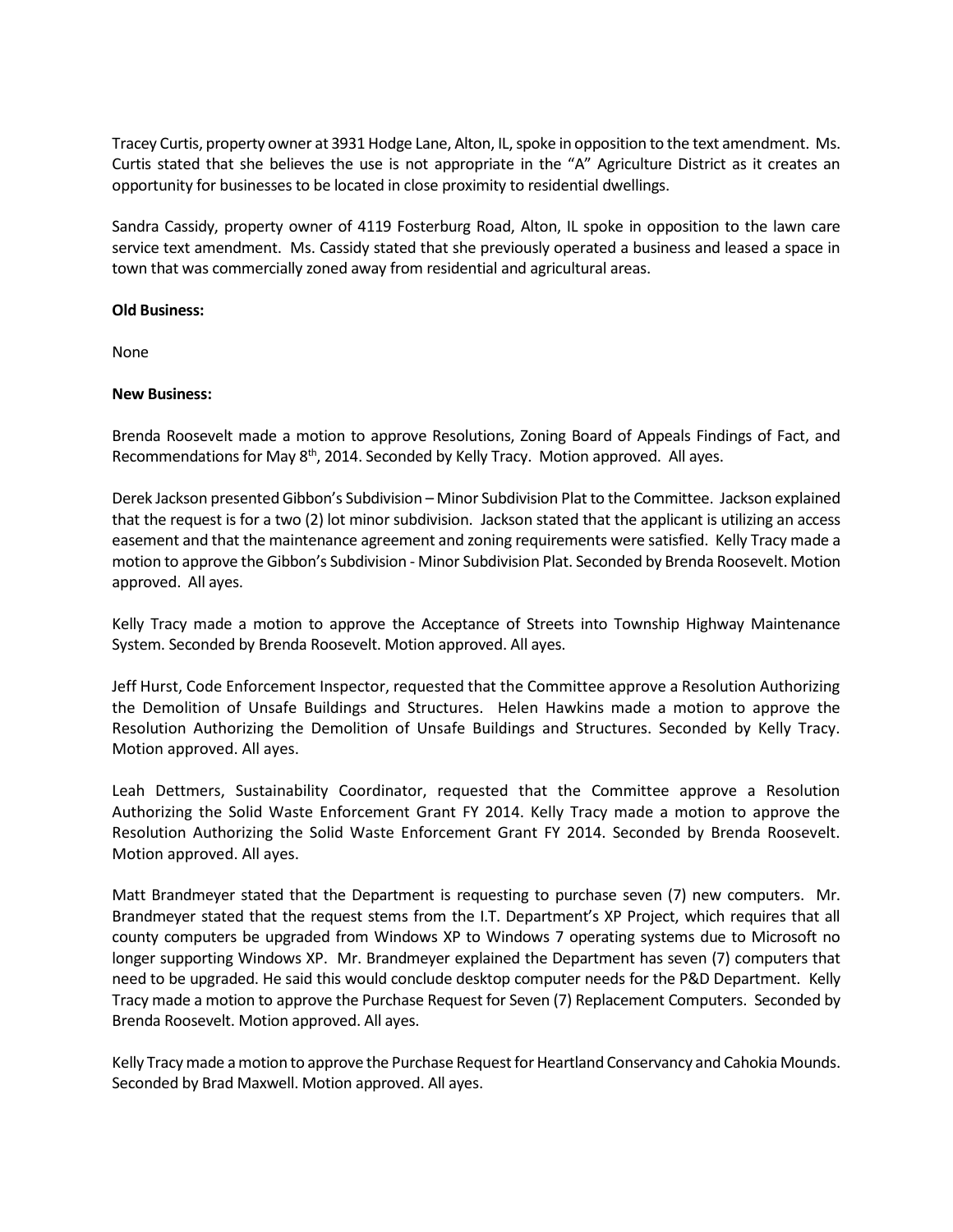Tracey Curtis, property owner at 3931 Hodge Lane, Alton, IL, spoke in opposition to the text amendment. Ms. Curtis stated that she believes the use is not appropriate in the "A" Agriculture District as it creates an opportunity for businesses to be located in close proximity to residential dwellings.

Sandra Cassidy, property owner of 4119 Fosterburg Road, Alton, IL spoke in opposition to the lawn care service text amendment. Ms. Cassidy stated that she previously operated a business and leased a space in town that was commercially zoned away from residential and agricultural areas.

**Old Business:**

None

**New Business:**

Brenda Roosevelt made a motion to approve Resolutions, Zoning Board of Appeals Findings of Fact, and Recommendations for May 8th, 2014. Seconded by Kelly Tracy. Motion approved. All ayes.

Derek Jackson presented Gibbon's Subdivision – Minor Subdivision Plat to the Committee. Jackson explained that the request is for a two (2) lot minor subdivision. Jackson stated that the applicant is utilizing an access easement and that the maintenance agreement and zoning requirements were satisfied. Kelly Tracy made a motion to approve the Gibbon's Subdivision - Minor Subdivision Plat. Seconded by Brenda Roosevelt. Motion approved. All ayes.

Kelly Tracy made a motion to approve the Acceptance of Streets into Township Highway Maintenance System. Seconded by Brenda Roosevelt. Motion approved. All ayes.

Jeff Hurst, Code Enforcement Inspector, requested that the Committee approve a Resolution Authorizing the Demolition of Unsafe Buildings and Structures. Helen Hawkins made a motion to approve the Resolution Authorizing the Demolition of Unsafe Buildings and Structures. Seconded by Kelly Tracy. Motion approved. All ayes.

Leah Dettmers, Sustainability Coordinator, requested that the Committee approve a Resolution Authorizing the Solid Waste Enforcement Grant FY 2014. Kelly Tracy made a motion to approve the Resolution Authorizing the Solid Waste Enforcement Grant FY 2014. Seconded by Brenda Roosevelt. Motion approved. All ayes.

Matt Brandmeyer stated that the Department is requesting to purchase seven (7) new computers. Mr. Brandmeyer stated that the request stems from the I.T. Department's XP Project, which requires that all county computers be upgraded from Windows XP to Windows 7 operating systems due to Microsoft no longer supporting Windows XP. Mr. Brandmeyer explained the Department has seven (7) computers that need to be upgraded. He said this would conclude desktop computer needs for the P&D Department. Kelly Tracy made a motion to approve the Purchase Request for Seven (7) Replacement Computers. Seconded by Brenda Roosevelt. Motion approved. All ayes.

Kelly Tracy made a motion to approve the Purchase Request for Heartland Conservancy and Cahokia Mounds. Seconded by Brad Maxwell. Motion approved. All ayes.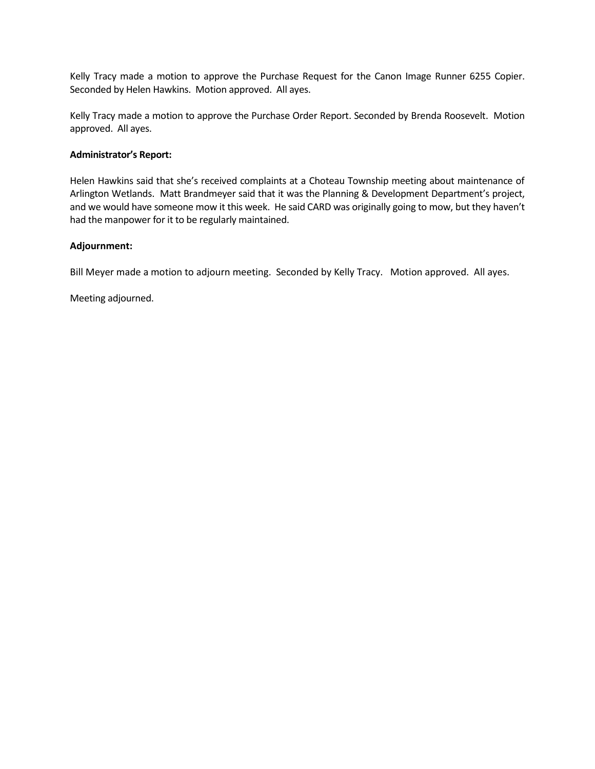Kelly Tracy made a motion to approve the Purchase Request for the Canon Image Runner 6255 Copier. Seconded by Helen Hawkins. Motion approved. All ayes.

Kelly Tracy made a motion to approve the Purchase Order Report. Seconded by Brenda Roosevelt. Motion approved. All ayes.

**Administrator's Report:**

Helen Hawkins said that she's received complaints at a Choteau Township meeting about maintenance of Arlington Wetlands. Matt Brandmeyer said that it was the Planning & Development Department's project, and we would have someone mow it this week. He said CARD was originally going to mow, but they haven't had the manpower for it to be regularly maintained.

**Adjournment:**

Bill Meyer made a motion to adjourn meeting. Seconded by Kelly Tracy. Motion approved. All ayes.

Meeting adjourned.